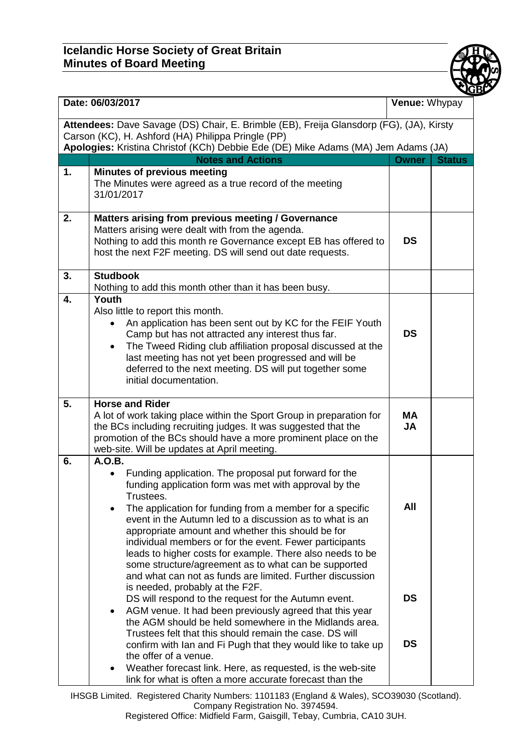# Icelandic Horse Society of Great Britain
## Minutes of Board Meeting

**Date:** 06/03/2017 | **Venue:** Whypay

**Attendees:** Dave Savage (DS) Chair, E. Brimble (EB), Freija Glansdorp (FG), (JA), Kirsty Carson (KC), H. Ashford (HA) Philippa Pringle (PP)
**Apologies:** Kristina Christof (KCh) Debbie Ede (DE) Mike Adams (MA) Jem Adams (JA)

| | Notes and Actions | Owner | Status |
|---|---|---|---|
| 1. | **Minutes of previous meeting**<br>The Minutes were agreed as a true record of the meeting 31/01/2017 | | |
| 2. | **Matters arising from previous meeting / Governance**<br>Matters arising were dealt with from the agenda.<br>Nothing to add this month re Governance except EB has offered to host the next F2F meeting. DS will send out date requests. | DS | |
| 3. | **Studbook**<br>Nothing to add this month other than it has been busy. | | |
| 4. | **Youth**<br>Also little to report this month.<br>• An application has been sent out by KC for the FEIF Youth Camp but has not attracted any interest thus far.<br>• The Tweed Riding club affiliation proposal discussed at the last meeting has not yet been progressed and will be deferred to the next meeting. DS will put together some initial documentation. | DS | |
| 5. | **Horse and Rider**<br>A lot of work taking place within the Sport Group in preparation for the BCs including recruiting judges. It was suggested that the promotion of the BCs should have a more prominent place on the web-site. Will be updates at April meeting. | MA<br>JA | |
| 6. | **A.O.B.**<br>• Funding application. The proposal put forward for the funding application form was met with approval by the Trustees.<br>• The application for funding from a member for a specific event in the Autumn led to a discussion as to what is an appropriate amount and whether this should be for individual members or for the event. Fewer participants leads to higher costs for example. There also needs to be some structure/agreement as to what can be supported and what can not as funds are limited. Further discussion is needed, probably at the F2F.<br>DS will respond to the request for the Autumn event.<br>• AGM venue. It had been previously agreed that this year the AGM should be held somewhere in the Midlands area. Trustees felt that this should remain the case. DS will confirm with Ian and Fi Pugh that they would like to take up the offer of a venue.<br>• Weather forecast link. Here, as requested, is the web-site link for what is often a more accurate forecast than the | All<br><br>DS<br><br>DS | |

IHSGB Limited. Registered Charity Numbers: 1101183 (England & Wales), SCO39030 (Scotland).
Company Registration No. 3974594.
Registered Office: Midfield Farm, Gaisgill, Tebay, Cumbria, CA10 3UH.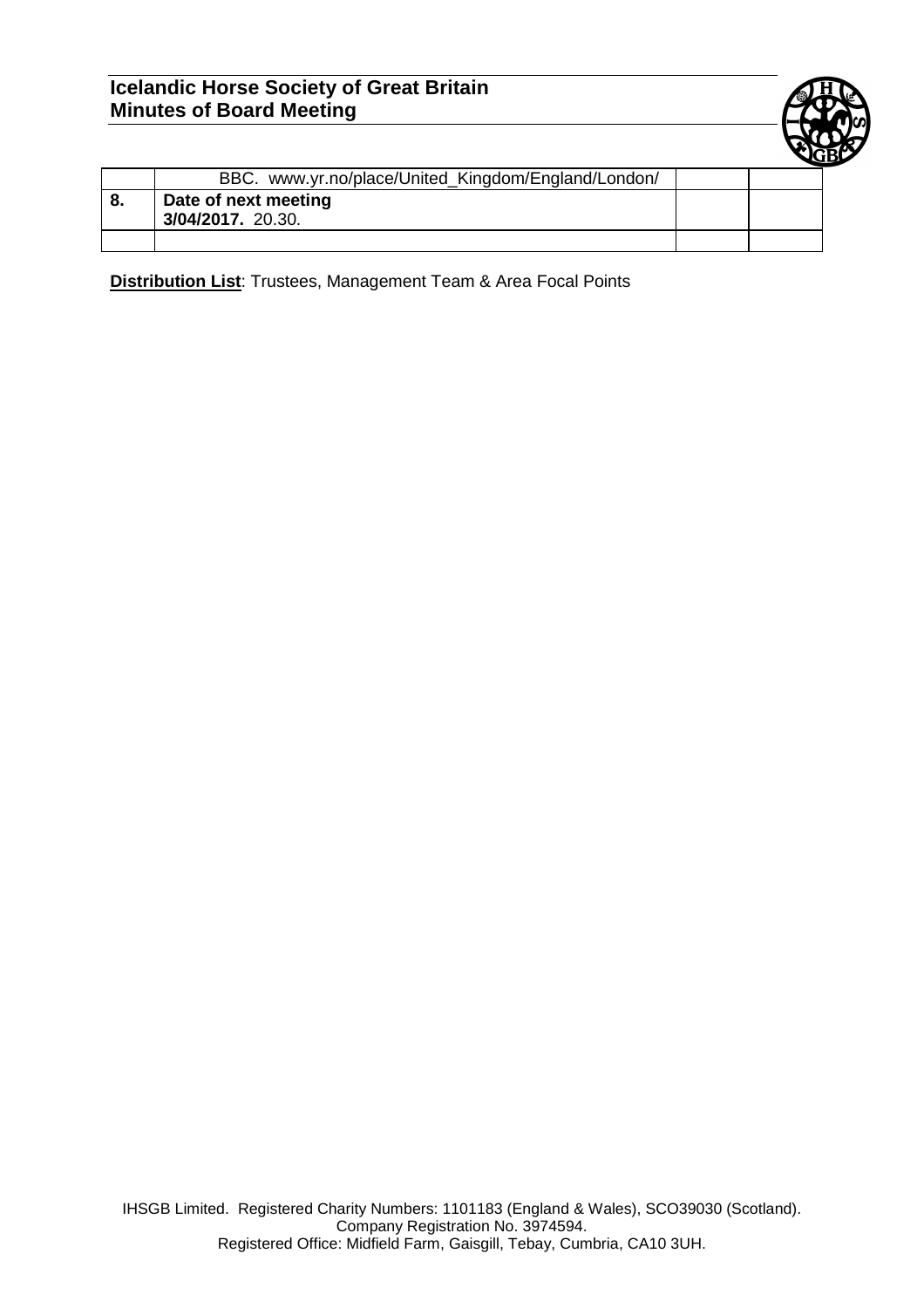| | | | |
|---|---|---|---|
| | BBC. www.yr.no/place/United_Kingdom/England/London/ | | |
| **8.** | **Date of next meeting**<br>**3/04/2017.** 20.30. | | |
| | | | |

**Distribution List**: Trustees, Management Team & Area Focal Points

IHSGB Limited. Registered Charity Numbers: 1101183 (England & Wales), SCO39030 (Scotland).
Company Registration No. 3974594.
Registered Office: Midfield Farm, Gaisgill, Tebay, Cumbria, CA10 3UH.